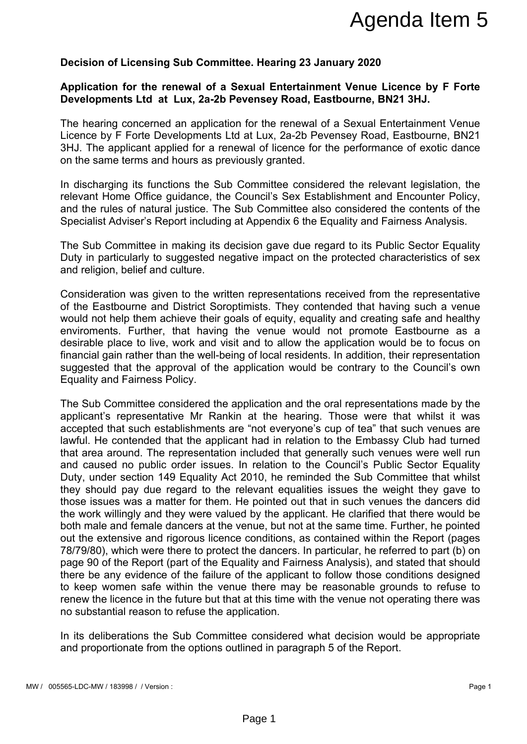# Agenda Item 5

**Decision of Licensing Sub Committee. Hearing 23 January 2020**

**Application for the renewal of a Sexual Entertainment Venue Licence by F Forte Developments Ltd at Lux, 2a-2b Pevensey Road, Eastbourne, BN21 3HJ.**

The hearing concerned an application for the renewal of a Sexual Entertainment Venue Licence by F Forte Developments Ltd at Lux, 2a-2b Pevensey Road, Eastbourne, BN21 3HJ. The applicant applied for a renewal of licence for the performance of exotic dance on the same terms and hours as previously granted.

In discharging its functions the Sub Committee considered the relevant legislation, the relevant Home Office guidance, the Council's Sex Establishment and Encounter Policy, and the rules of natural justice. The Sub Committee also considered the contents of the Specialist Adviser's Report including at Appendix 6 the Equality and Fairness Analysis.

The Sub Committee in making its decision gave due regard to its Public Sector Equality Duty in particularly to suggested negative impact on the protected characteristics of sex and religion, belief and culture.

Consideration was given to the written representations received from the representative of the Eastbourne and District Soroptimists. They contended that having such a venue would not help them achieve their goals of equity, equality and creating safe and healthy enviroments. Further, that having the venue would not promote Eastbourne as a desirable place to live, work and visit and to allow the application would be to focus on financial gain rather than the well-being of local residents. In addition, their representation suggested that the approval of the application would be contrary to the Council's own Equality and Fairness Policy.

The Sub Committee considered the application and the oral representations made by the applicant's representative Mr Rankin at the hearing. Those were that whilst it was accepted that such establishments are "not everyone's cup of tea" that such venues are lawful. He contended that the applicant had in relation to the Embassy Club had turned that area around. The representation included that generally such venues were well run and caused no public order issues. In relation to the Council's Public Sector Equality Duty, under section 149 Equality Act 2010, he reminded the Sub Committee that whilst they should pay due regard to the relevant equalities issues the weight they gave to those issues was a matter for them. He pointed out that in such venues the dancers did the work willingly and they were valued by the applicant. He clarified that there would be both male and female dancers at the venue, but not at the same time. Further, he pointed out the extensive and rigorous licence conditions, as contained within the Report (pages 78/79/80), which were there to protect the dancers. In particular, he referred to part (b) on page 90 of the Report (part of the Equality and Fairness Analysis), and stated that should there be any evidence of the failure of the applicant to follow those conditions designed to keep women safe within the venue there may be reasonable grounds to refuse to renew the licence in the future but that at this time with the venue not operating there was no substantial reason to refuse the application.

In its deliberations the Sub Committee considered what decision would be appropriate and proportionate from the options outlined in paragraph 5 of the Report.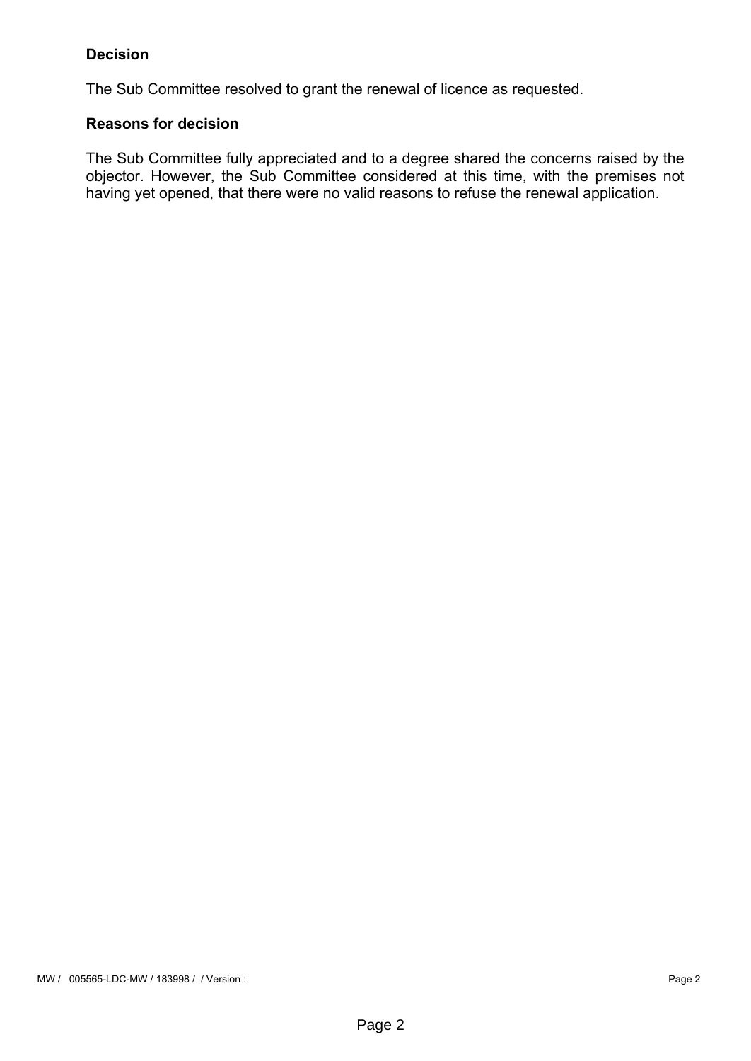**Decision**

The Sub Committee resolved to grant the renewal of licence as requested.

**Reasons for decision**

The Sub Committee fully appreciated and to a degree shared the concerns raised by the objector. However, the Sub Committee considered at this time, with the premises not having yet opened, that there were no valid reasons to refuse the renewal application.